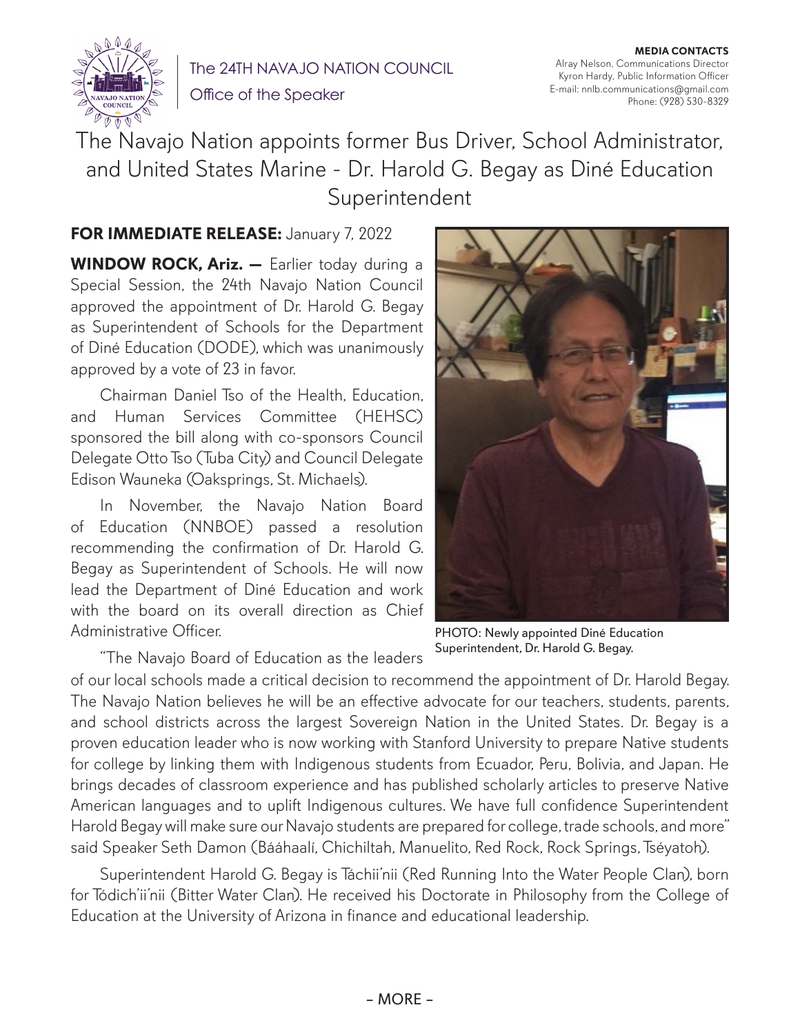The 24TH NAVAJO NATION COUNCIL
Office of the Speaker

**MEDIA CONTACTS**
Alray Nelson, Communications Director
Kyron Hardy, Public Information Officer
E-mail: nnlb.communications@gmail.com
Phone: (928) 530-8329

# The Navajo Nation appoints former Bus Driver, School Administrator, and United States Marine - Dr. Harold G. Begay as Diné Education Superintendent

**FOR IMMEDIATE RELEASE:** January 7, 2022

**WINDOW ROCK, Ariz. —** Earlier today during a Special Session, the 24th Navajo Nation Council approved the appointment of Dr. Harold G. Begay as Superintendent of Schools for the Department of Diné Education (DODE), which was unanimously approved by a vote of 23 in favor.

Chairman Daniel Tso of the Health, Education, and Human Services Committee (HEHSC) sponsored the bill along with co-sponsors Council Delegate Otto Tso (Tuba City) and Council Delegate Edison Wauneka (Oaksprings, St. Michaels).

In November, the Navajo Nation Board of Education (NNBOE) passed a resolution recommending the confirmation of Dr. Harold G. Begay as Superintendent of Schools. He will now lead the Department of Diné Education and work with the board on its overall direction as Chief Administrative Officer.

PHOTO: Newly appointed Diné Education Superintendent, Dr. Harold G. Begay.

"The Navajo Board of Education as the leaders of our local schools made a critical decision to recommend the appointment of Dr. Harold Begay. The Navajo Nation believes he will be an effective advocate for our teachers, students, parents, and school districts across the largest Sovereign Nation in the United States. Dr. Begay is a proven education leader who is now working with Stanford University to prepare Native students for college by linking them with Indigenous students from Ecuador, Peru, Bolivia, and Japan. He brings decades of classroom experience and has published scholarly articles to preserve Native American languages and to uplift Indigenous cultures. We have full confidence Superintendent Harold Begay will make sure our Navajo students are prepared for college, trade schools, and more" said Speaker Seth Damon (Bááhaalí, Chichiltah, Manuelito, Red Rock, Rock Springs, Tséyatoh).

Superintendent Harold G. Begay is Táchii'nii (Red Running Into the Water People Clan), born for Tódich'ii'nii (Bitter Water Clan). He received his Doctorate in Philosophy from the College of Education at the University of Arizona in finance and educational leadership.

– MORE –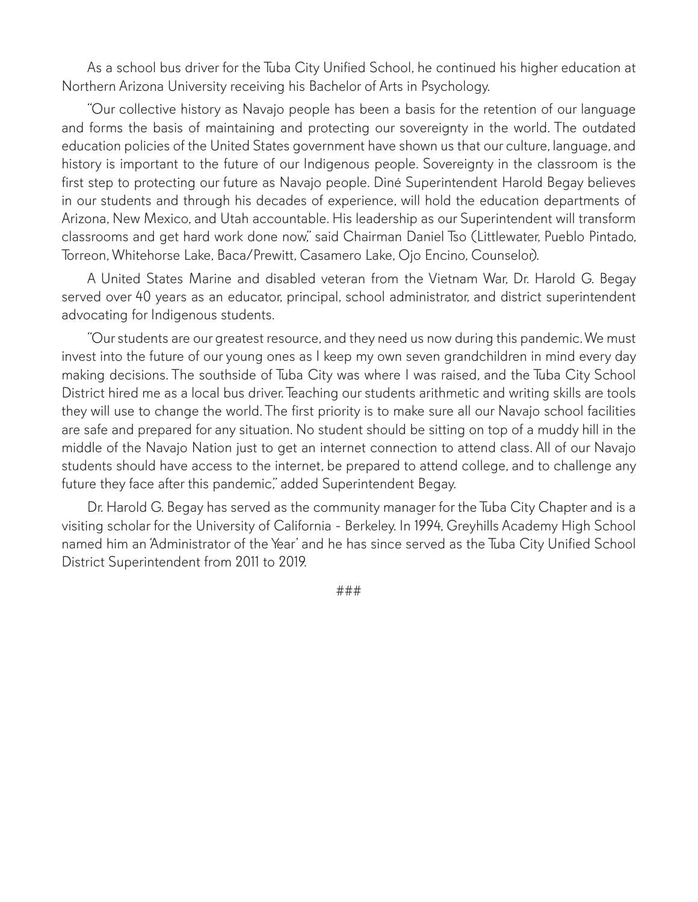As a school bus driver for the Tuba City Unified School, he continued his higher education at Northern Arizona University receiving his Bachelor of Arts in Psychology.

"Our collective history as Navajo people has been a basis for the retention of our language and forms the basis of maintaining and protecting our sovereignty in the world. The outdated education policies of the United States government have shown us that our culture, language, and history is important to the future of our Indigenous people. Sovereignty in the classroom is the first step to protecting our future as Navajo people. Diné Superintendent Harold Begay believes in our students and through his decades of experience, will hold the education departments of Arizona, New Mexico, and Utah accountable. His leadership as our Superintendent will transform classrooms and get hard work done now," said Chairman Daniel Tso (Littlewater, Pueblo Pintado, Torreon, Whitehorse Lake, Baca/Prewitt, Casamero Lake, Ojo Encino, Counselor).

A United States Marine and disabled veteran from the Vietnam War, Dr. Harold G. Begay served over 40 years as an educator, principal, school administrator, and district superintendent advocating for Indigenous students.

"Our students are our greatest resource, and they need us now during this pandemic. We must invest into the future of our young ones as I keep my own seven grandchildren in mind every day making decisions. The southside of Tuba City was where I was raised, and the Tuba City School District hired me as a local bus driver. Teaching our students arithmetic and writing skills are tools they will use to change the world. The first priority is to make sure all our Navajo school facilities are safe and prepared for any situation. No student should be sitting on top of a muddy hill in the middle of the Navajo Nation just to get an internet connection to attend class. All of our Navajo students should have access to the internet, be prepared to attend college, and to challenge any future they face after this pandemic," added Superintendent Begay.

Dr. Harold G. Begay has served as the community manager for the Tuba City Chapter and is a visiting scholar for the University of California - Berkeley. In 1994, Greyhills Academy High School named him an 'Administrator of the Year' and he has since served as the Tuba City Unified School District Superintendent from 2011 to 2019.

###